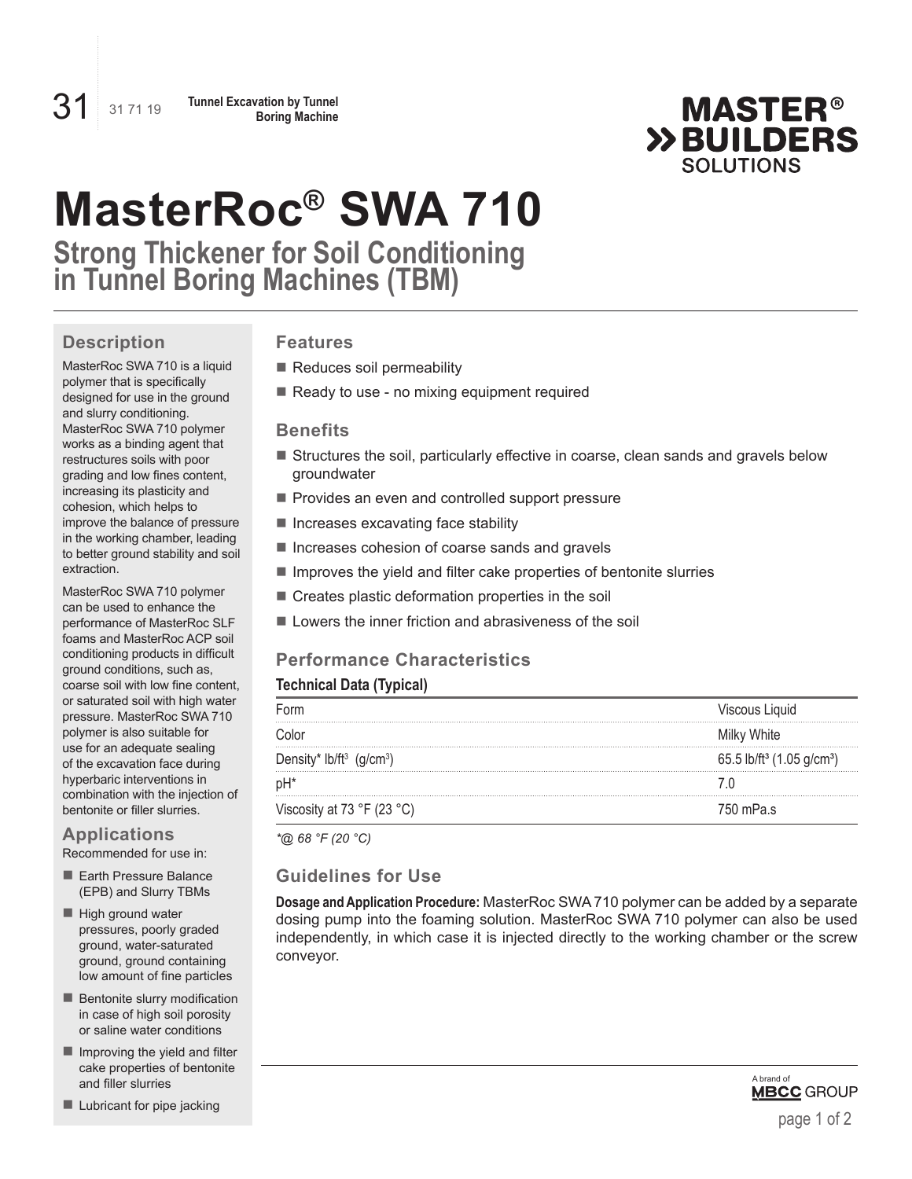31 | 31 71 19 | **Tunnel Excavation by Tunnel Boring Machine**

**MASTER® BUILDERS SOLUTIONS**

# MasterRoc® SWA 710

## Strong Thickener for Soil Conditioning in Tunnel Boring Machines (TBM)

### Description

MasterRoc SWA 710 is a liquid polymer that is specifically designed for use in the ground and slurry conditioning. MasterRoc SWA 710 polymer works as a binding agent that restructures soils with poor grading and low fines content, increasing its plasticity and cohesion, which helps to improve the balance of pressure in the working chamber, leading to better ground stability and soil extraction.

MasterRoc SWA 710 polymer can be used to enhance the performance of MasterRoc SLF foams and MasterRoc ACP soil conditioning products in difficult ground conditions, such as, coarse soil with low fine content, or saturated soil with high water pressure. MasterRoc SWA 710 polymer is also suitable for use for an adequate sealing of the excavation face during hyperbaric interventions in combination with the injection of bentonite or filler slurries.

### Applications

Recommended for use in:

- Earth Pressure Balance (EPB) and Slurry TBMs
- High ground water pressures, poorly graded ground, water-saturated ground, ground containing low amount of fine particles
- Bentonite slurry modification in case of high soil porosity or saline water conditions
- Improving the yield and filter cake properties of bentonite and filler slurries
- Lubricant for pipe jacking

### Features

- Reduces soil permeability
- Ready to use - no mixing equipment required

### Benefits

- Structures the soil, particularly effective in coarse, clean sands and gravels below groundwater
- Provides an even and controlled support pressure
- Increases excavating face stability
- Increases cohesion of coarse sands and gravels
- Improves the yield and filter cake properties of bentonite slurries
- Creates plastic deformation properties in the soil
- Lowers the inner friction and abrasiveness of the soil

### Performance Characteristics

**Technical Data (Typical)**

| | |
|---|---|
| Form | Viscous Liquid |
| Color | Milky White |
| Density* lb/ft$^3$ (g/cm$^3$) | 65.5 lb/ft$^3$ (1.05 g/cm$^3$) |
| pH* | 7.0 |
| Viscosity at 73 °F (23 °C) | 750 mPa.s |

*\*@ 68 °F (20 °C)*

### Guidelines for Use

**Dosage and Application Procedure:** MasterRoc SWA 710 polymer can be added by a separate dosing pump into the foaming solution. MasterRoc SWA 710 polymer can also be used independently, in which case it is injected directly to the working chamber or the screw conveyor.

A brand of MBCC GROUP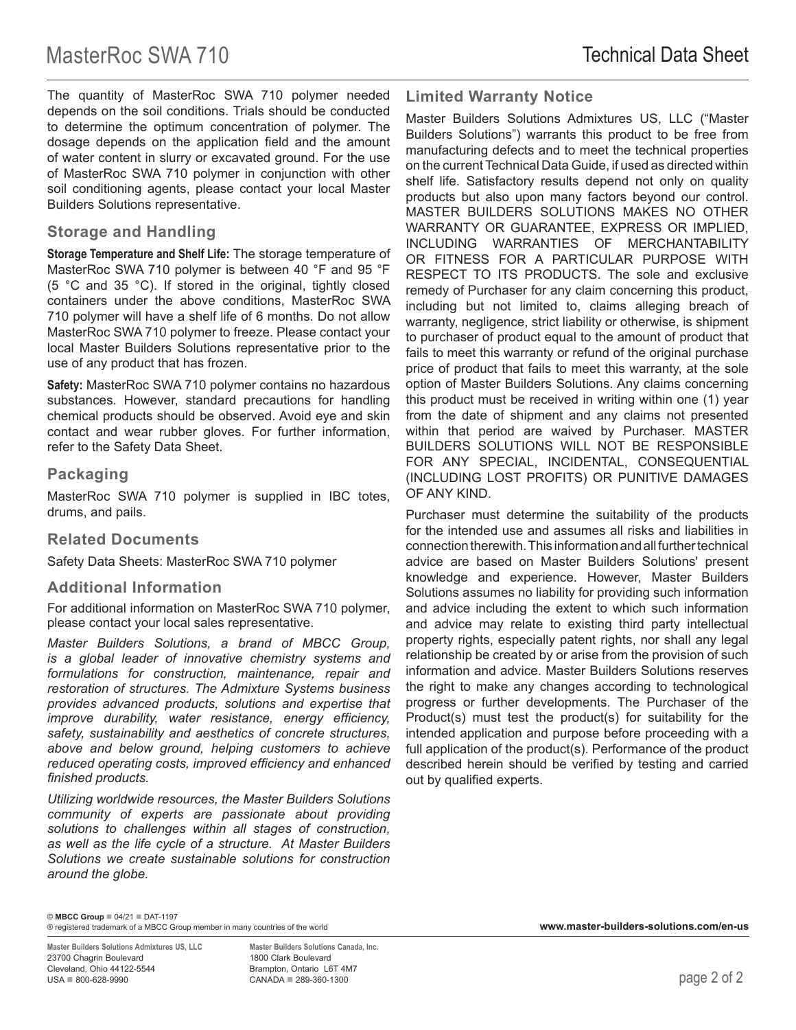The quantity of MasterRoc SWA 710 polymer needed depends on the soil conditions. Trials should be conducted to determine the optimum concentration of polymer. The dosage depends on the application field and the amount of water content in slurry or excavated ground. For the use of MasterRoc SWA 710 polymer in conjunction with other soil conditioning agents, please contact your local Master Builders Solutions representative.

## Storage and Handling

**Storage Temperature and Shelf Life:** The storage temperature of MasterRoc SWA 710 polymer is between 40 °F and 95 °F (5 °C and 35 °C). If stored in the original, tightly closed containers under the above conditions, MasterRoc SWA 710 polymer will have a shelf life of 6 months. Do not allow MasterRoc SWA 710 polymer to freeze. Please contact your local Master Builders Solutions representative prior to the use of any product that has frozen.

**Safety:** MasterRoc SWA 710 polymer contains no hazardous substances. However, standard precautions for handling chemical products should be observed. Avoid eye and skin contact and wear rubber gloves. For further information, refer to the Safety Data Sheet.

## Packaging

MasterRoc SWA 710 polymer is supplied in IBC totes, drums, and pails.

## Related Documents

Safety Data Sheets: MasterRoc SWA 710 polymer

## Additional Information

For additional information on MasterRoc SWA 710 polymer, please contact your local sales representative.

*Master Builders Solutions, a brand of MBCC Group, is a global leader of innovative chemistry systems and formulations for construction, maintenance, repair and restoration of structures. The Admixture Systems business provides advanced products, solutions and expertise that improve durability, water resistance, energy efficiency, safety, sustainability and aesthetics of concrete structures, above and below ground, helping customers to achieve reduced operating costs, improved efficiency and enhanced finished products.*

*Utilizing worldwide resources, the Master Builders Solutions community of experts are passionate about providing solutions to challenges within all stages of construction, as well as the life cycle of a structure. At Master Builders Solutions we create sustainable solutions for construction around the globe.*

## Limited Warranty Notice

Master Builders Solutions Admixtures US, LLC ("Master Builders Solutions") warrants this product to be free from manufacturing defects and to meet the technical properties on the current Technical Data Guide, if used as directed within shelf life. Satisfactory results depend not only on quality products but also upon many factors beyond our control. MASTER BUILDERS SOLUTIONS MAKES NO OTHER WARRANTY OR GUARANTEE, EXPRESS OR IMPLIED, INCLUDING WARRANTIES OF MERCHANTABILITY OR FITNESS FOR A PARTICULAR PURPOSE WITH RESPECT TO ITS PRODUCTS. The sole and exclusive remedy of Purchaser for any claim concerning this product, including but not limited to, claims alleging breach of warranty, negligence, strict liability or otherwise, is shipment to purchaser of product equal to the amount of product that fails to meet this warranty or refund of the original purchase price of product that fails to meet this warranty, at the sole option of Master Builders Solutions. Any claims concerning this product must be received in writing within one (1) year from the date of shipment and any claims not presented within that period are waived by Purchaser. MASTER BUILDERS SOLUTIONS WILL NOT BE RESPONSIBLE FOR ANY SPECIAL, INCIDENTAL, CONSEQUENTIAL (INCLUDING LOST PROFITS) OR PUNITIVE DAMAGES OF ANY KIND.

Purchaser must determine the suitability of the products for the intended use and assumes all risks and liabilities in connection therewith. This information and all further technical advice are based on Master Builders Solutions' present knowledge and experience. However, Master Builders Solutions assumes no liability for providing such information and advice including the extent to which such information and advice may relate to existing third party intellectual property rights, especially patent rights, nor shall any legal relationship be created by or arise from the provision of such information and advice. Master Builders Solutions reserves the right to make any changes according to technological progress or further developments. The Purchaser of the Product(s) must test the product(s) for suitability for the intended application and purpose before proceeding with a full application of the product(s). Performance of the product described herein should be verified by testing and carried out by qualified experts.

© **MBCC Group** ■ 04/21 ■ DAT-1197
® registered trademark of a MBCC Group member in many countries of the world

**www.master-builders-solutions.com/en-us**

**Master Builders Solutions Admixtures US, LLC**
23700 Chagrin Boulevard
Cleveland, Ohio 44122-5544
USA ■ 800-628-9990

**Master Builders Solutions Canada, Inc.**
1800 Clark Boulevard
Brampton, Ontario L6T 4M7
CANADA ■ 289-360-1300